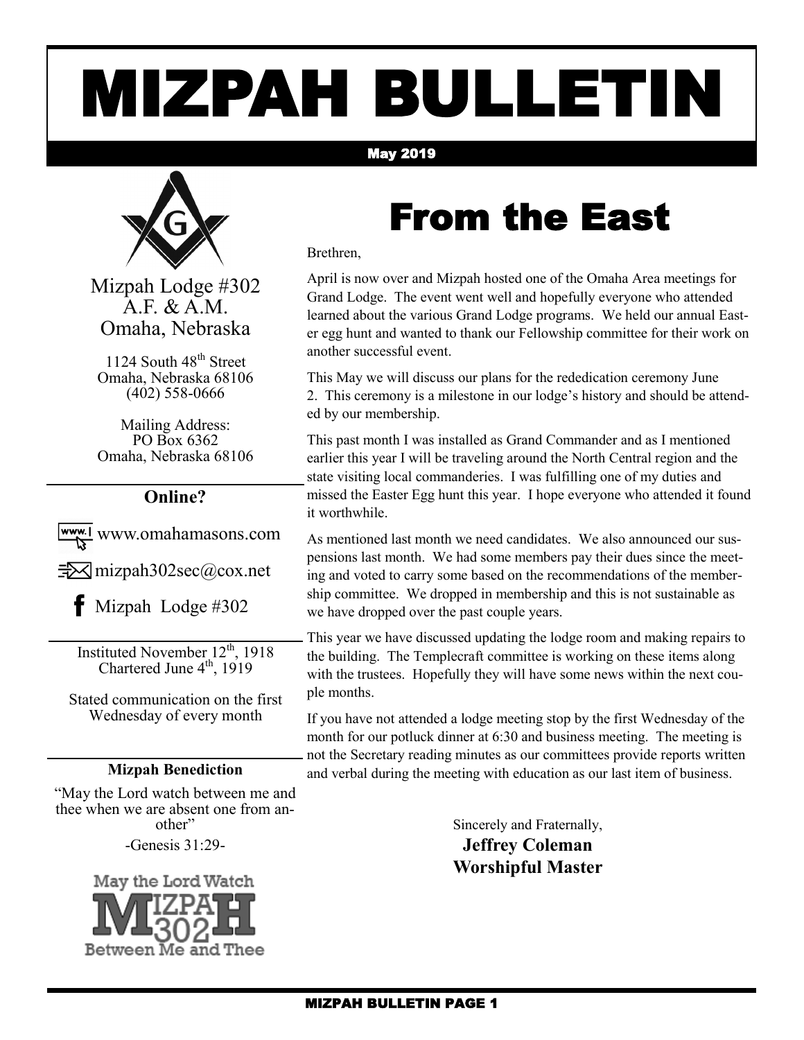# MIZPAH BULLETIN

**May 2019**

Mizpah Lodge #302
A.F. & A.M.
Omaha, Nebraska

1124 South 48th Street
Omaha, Nebraska 68106
(402) 558-0666

Mailing Address:
PO Box 6362
Omaha, Nebraska 68106

## Online?

www.omahamasons.com

mizpah302sec@cox.net

Mizpah Lodge #302

Instituted November 12th, 1918
Chartered June 4th, 1919

Stated communication on the first Wednesday of every month

### Mizpah Benediction

"May the Lord watch between me and thee when we are absent one from another"

-Genesis 31:29-

May the Lord Watch MIZPAH 302 Between Me and Thee

# From the East

Brethren,

April is now over and Mizpah hosted one of the Omaha Area meetings for Grand Lodge. The event went well and hopefully everyone who attended learned about the various Grand Lodge programs. We held our annual Easter egg hunt and wanted to thank our Fellowship committee for their work on another successful event.

This May we will discuss our plans for the rededication ceremony June 2. This ceremony is a milestone in our lodge's history and should be attended by our membership.

This past month I was installed as Grand Commander and as I mentioned earlier this year I will be traveling around the North Central region and the state visiting local commanderies. I was fulfilling one of my duties and missed the Easter Egg hunt this year. I hope everyone who attended it found it worthwhile.

As mentioned last month we need candidates. We also announced our suspensions last month. We had some members pay their dues since the meeting and voted to carry some based on the recommendations of the membership committee. We dropped in membership and this is not sustainable as we have dropped over the past couple years.

This year we have discussed updating the lodge room and making repairs to the building. The Templecraft committee is working on these items along with the trustees. Hopefully they will have some news within the next couple months.

If you have not attended a lodge meeting stop by the first Wednesday of the month for our potluck dinner at 6:30 and business meeting. The meeting is not the Secretary reading minutes as our committees provide reports written and verbal during the meeting with education as our last item of business.

Sincerely and Fraternally,
**Jeffrey Coleman**
**Worshipful Master**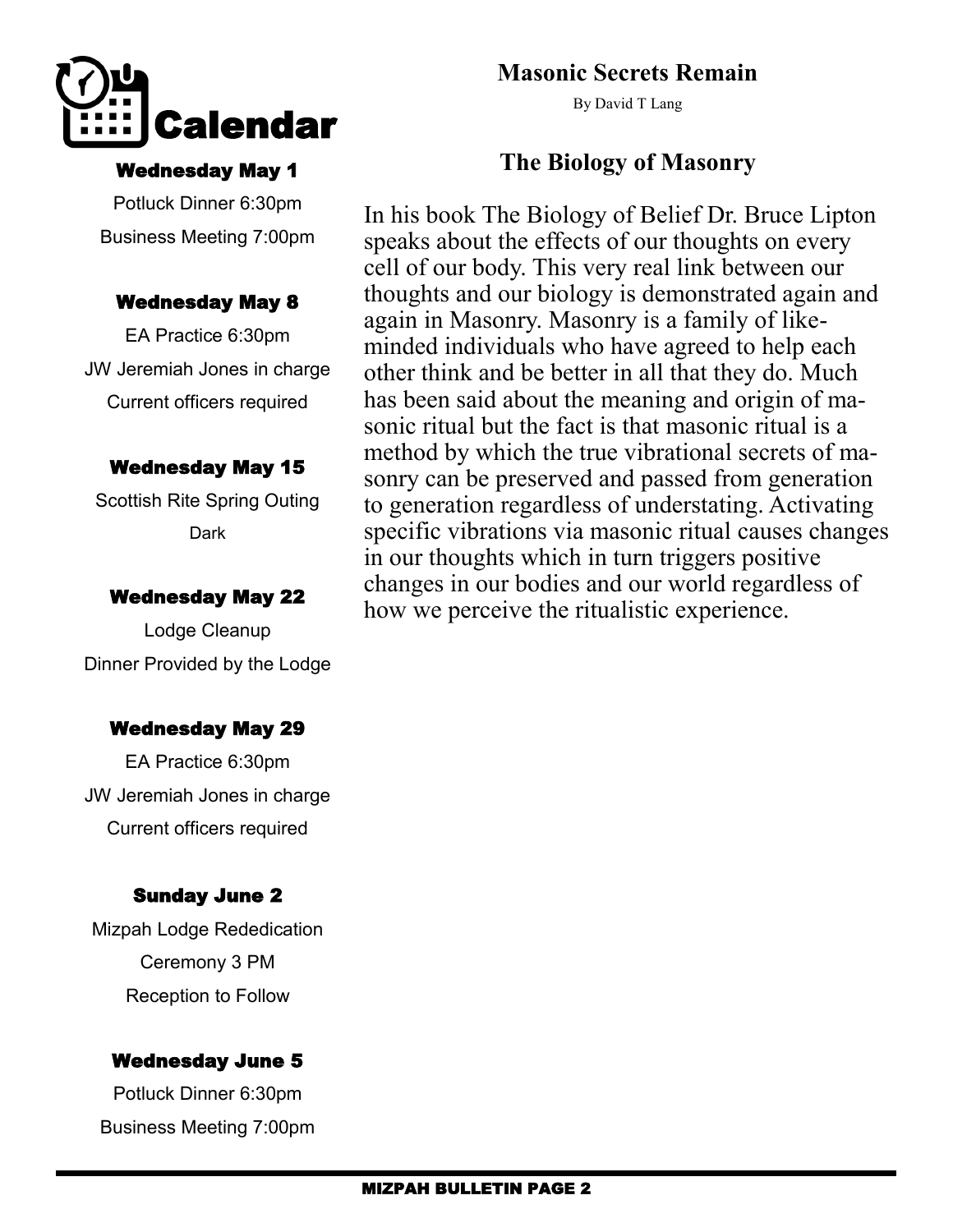# Calendar

### Wednesday May 1

Potluck Dinner 6:30pm

Business Meeting 7:00pm

### Wednesday May 8

EA Practice 6:30pm

JW Jeremiah Jones in charge

Current officers required

### Wednesday May 15

Scottish Rite Spring Outing

Dark

### Wednesday May 22

Lodge Cleanup

Dinner Provided by the Lodge

### Wednesday May 29

EA Practice 6:30pm

JW Jeremiah Jones in charge

Current officers required

### Sunday June 2

Mizpah Lodge Rededication

Ceremony 3 PM

Reception to Follow

### Wednesday June 5

Potluck Dinner 6:30pm

Business Meeting 7:00pm

## Masonic Secrets Remain

By David T Lang

### The Biology of Masonry

In his book The Biology of Belief Dr. Bruce Lipton speaks about the effects of our thoughts on every cell of our body. This very real link between our thoughts and our biology is demonstrated again and again in Masonry. Masonry is a family of like-minded individuals who have agreed to help each other think and be better in all that they do. Much has been said about the meaning and origin of masonic ritual but the fact is that masonic ritual is a method by which the true vibrational secrets of masonry can be preserved and passed from generation to generation regardless of understating. Activating specific vibrations via masonic ritual causes changes in our thoughts which in turn triggers positive changes in our bodies and our world regardless of how we perceive the ritualistic experience.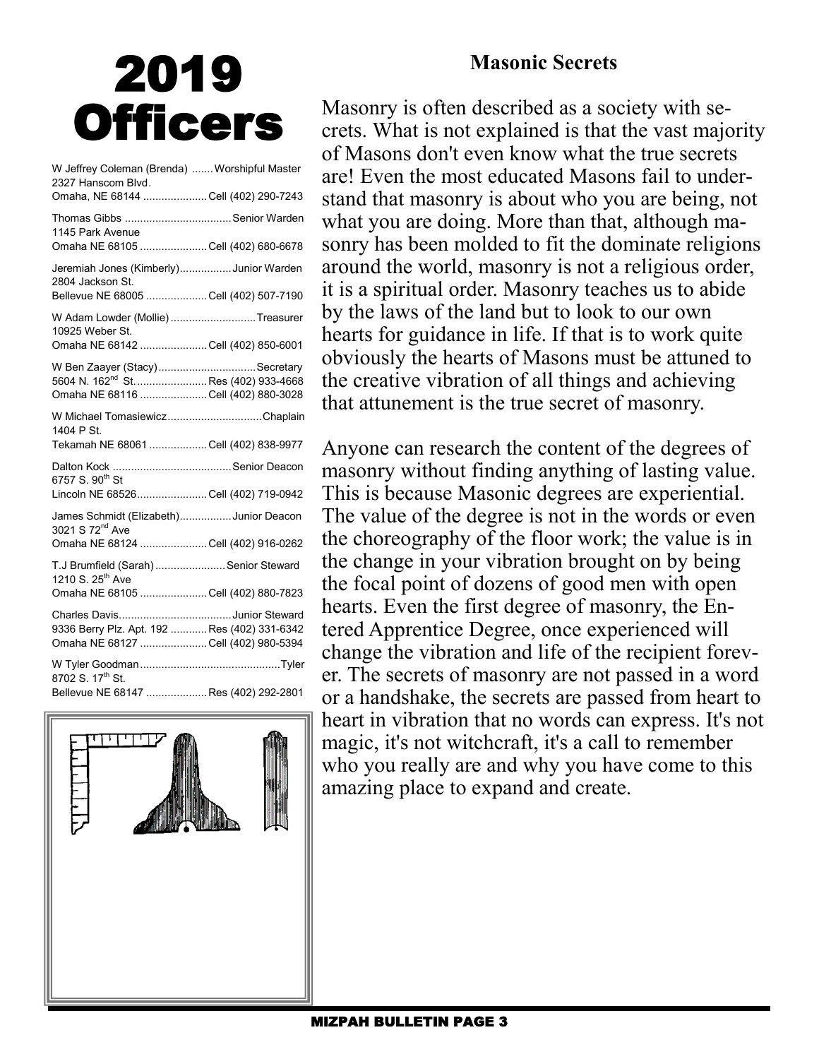# 2019 Officers

W Jeffrey Coleman (Brenda) ....... Worshipful Master
2327 Hanscom Blvd.
Omaha, NE 68144 ..................... Cell (402) 290-7243

Thomas Gibbs ................................... Senior Warden
1145 Park Avenue
Omaha NE 68105 ...................... Cell (402) 680-6678

Jeremiah Jones (Kimberly)................. Junior Warden
2804 Jackson St.
Bellevue NE 68005 .................... Cell (402) 507-7190

W Adam Lowder (Mollie) ............................ Treasurer
10925 Weber St.
Omaha NE 68142 ...................... Cell (402) 850-6001

W Ben Zaayer (Stacy)................................ Secretary
5604 N. 162nd St. ........................ Res (402) 933-4668
Omaha NE 68116 ...................... Cell (402) 880-3028

W Michael Tomasiewicz............................... Chaplain
1404 P St.
Tekamah NE 68061 ................... Cell (402) 838-9977

Dalton Kock ....................................... Senior Deacon
6757 S. 90th St
Lincoln NE 68526....................... Cell (402) 719-0942

James Schmidt (Elizabeth)................. Junior Deacon
3021 S 72nd Ave
Omaha NE 68124 ...................... Cell (402) 916-0262

T.J Brumfield (Sarah) ....................... Senior Steward
1210 S. 25th Ave
Omaha NE 68105 ...................... Cell (402) 880-7823

Charles Davis..................................... Junior Steward
9336 Berry Plz. Apt. 192 ............ Res (402) 331-6342
Omaha NE 68127 ...................... Cell (402) 980-5394

W Tyler Goodman ............................................. Tyler
8702 S. 17th St.
Bellevue NE 68147 .................... Res (402) 292-2801

## Masonic Secrets

Masonry is often described as a society with secrets. What is not explained is that the vast majority of Masons don't even know what the true secrets are! Even the most educated Masons fail to understand that masonry is about who you are being, not what you are doing. More than that, although masonry has been molded to fit the dominate religions around the world, masonry is not a religious order, it is a spiritual order. Masonry teaches us to abide by the laws of the land but to look to our own hearts for guidance in life. If that is to work quite obviously the hearts of Masons must be attuned to the creative vibration of all things and achieving that attunement is the true secret of masonry.

Anyone can research the content of the degrees of masonry without finding anything of lasting value. This is because Masonic degrees are experiential. The value of the degree is not in the words or even the choreography of the floor work; the value is in the change in your vibration brought on by being the focal point of dozens of good men with open hearts. Even the first degree of masonry, the Entered Apprentice Degree, once experienced will change the vibration and life of the recipient forever. The secrets of masonry are not passed in a word or a handshake, the secrets are passed from heart to heart in vibration that no words can express. It's not magic, it's not witchcraft, it's a call to remember who you really are and why you have come to this amazing place to expand and create.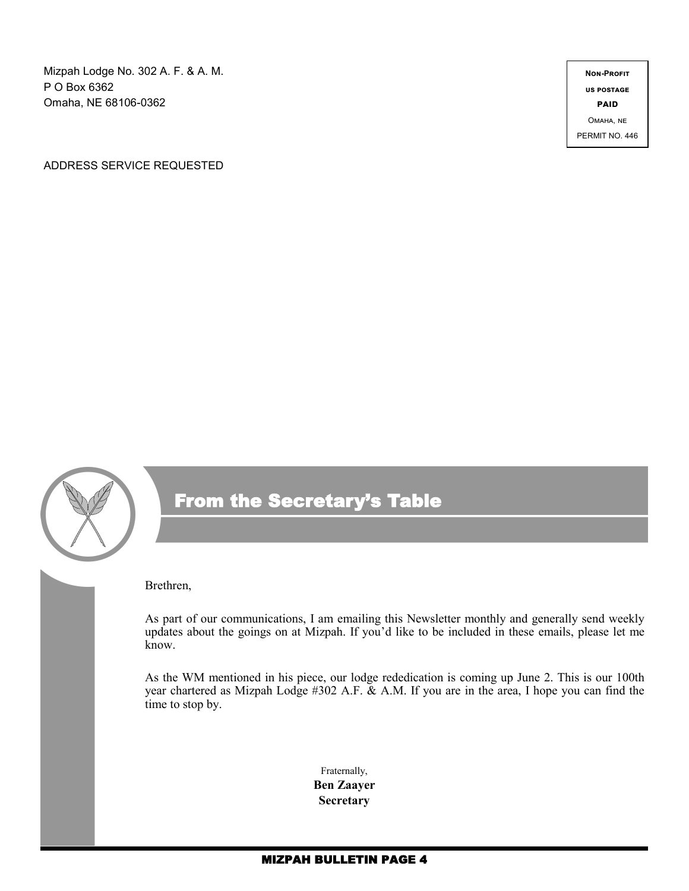Mizpah Lodge No. 302 A. F. & A. M.
P O Box 6362
Omaha, NE 68106-0362

ADDRESS SERVICE REQUESTED

NON-PROFIT
US POSTAGE
PAID
OMAHA, NE
PERMIT NO. 446

## From the Secretary's Table

Brethren,

As part of our communications, I am emailing this Newsletter monthly and generally send weekly updates about the goings on at Mizpah. If you'd like to be included in these emails, please let me know.

As the WM mentioned in his piece, our lodge rededication is coming up June 2. This is our 100th year chartered as Mizpah Lodge #302 A.F. & A.M. If you are in the area, I hope you can find the time to stop by.

Fraternally,
**Ben Zaayer**
**Secretary**